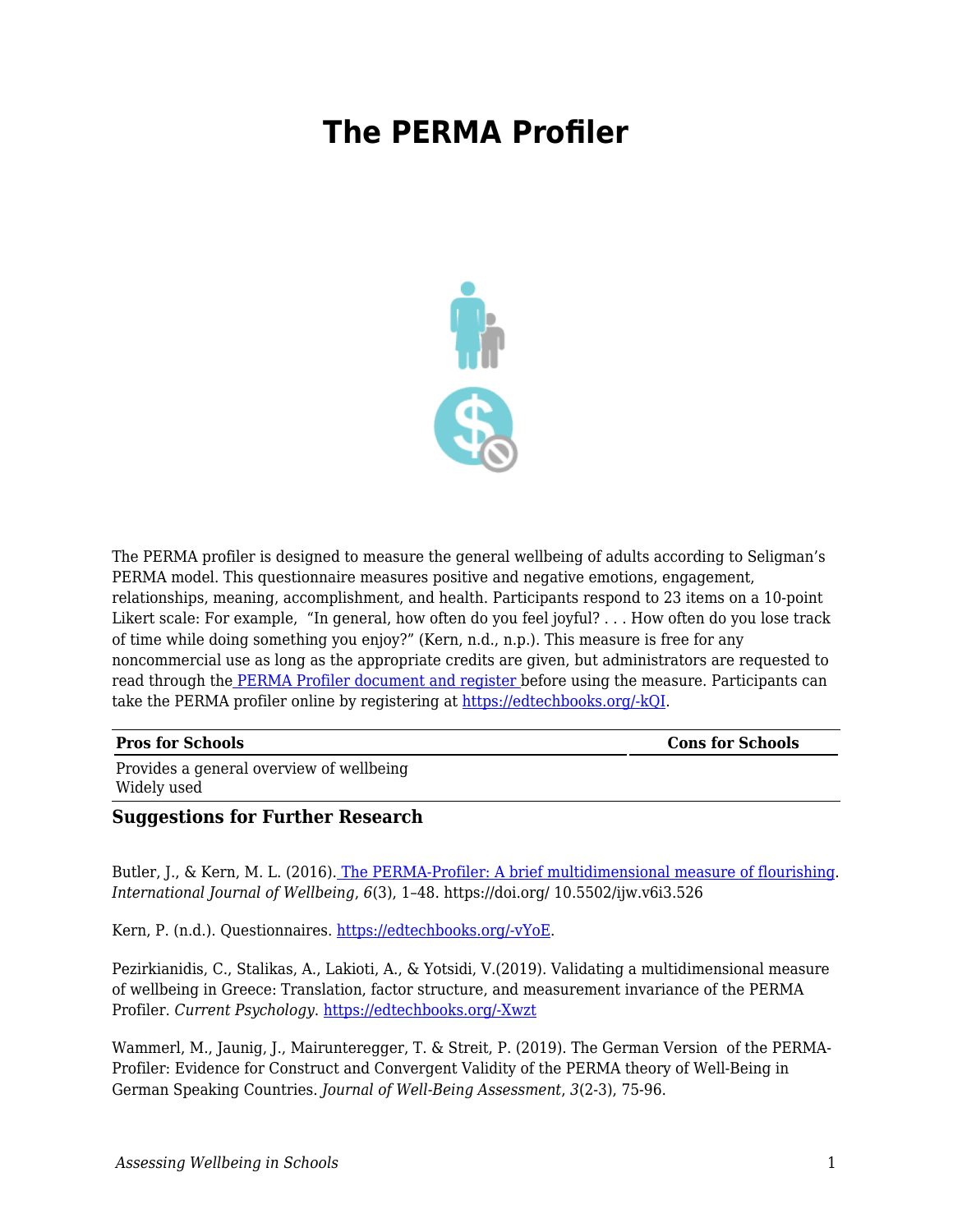# The PERMA Profiler

The PERMA profiler is designed to measure the general wellbeing of adults according to Seligman's PERMA model. This questionnaire measures positive and negative emotions, engagement, relationships, meaning, accomplishment, and health. Participants respond to 23 items on a 10-point Likert scale: For example, "In general, how often do you feel joyful? . . . How often do you lose track of time while doing something you enjoy?" (Kern, n.d., n.p.). This measure is free for any noncommercial use as long as the appropriate credits are given, but administrators are requested to read through the PERMA Profiler document and register before using the measure. Participants can take the PERMA profiler online by registering at https://edtechbooks.org/-kQI.

| Pros for Schools | Cons for Schools |
|---|---|
| Provides a general overview of wellbeing<br>Widely used | |

### Suggestions for Further Research

Butler, J., & Kern, M. L. (2016). The PERMA-Profiler: A brief multidimensional measure of flourishing. *International Journal of Wellbeing*, *6*(3), 1–48. https://doi.org/ 10.5502/ijw.v6i3.526

Kern, P. (n.d.). Questionnaires. https://edtechbooks.org/-vYoE.

Pezirkianidis, C., Stalikas, A., Lakioti, A., & Yotsidi, V.(2019). Validating a multidimensional measure of wellbeing in Greece: Translation, factor structure, and measurement invariance of the PERMA Profiler. *Current Psychology*. https://edtechbooks.org/-Xwzt

Wammerl, M., Jaunig, J., Mairunteregger, T. & Streit, P. (2019). The German Version of the PERMA-Profiler: Evidence for Construct and Convergent Validity of the PERMA theory of Well-Being in German Speaking Countries. *Journal of Well-Being Assessment*, *3*(2-3), 75-96.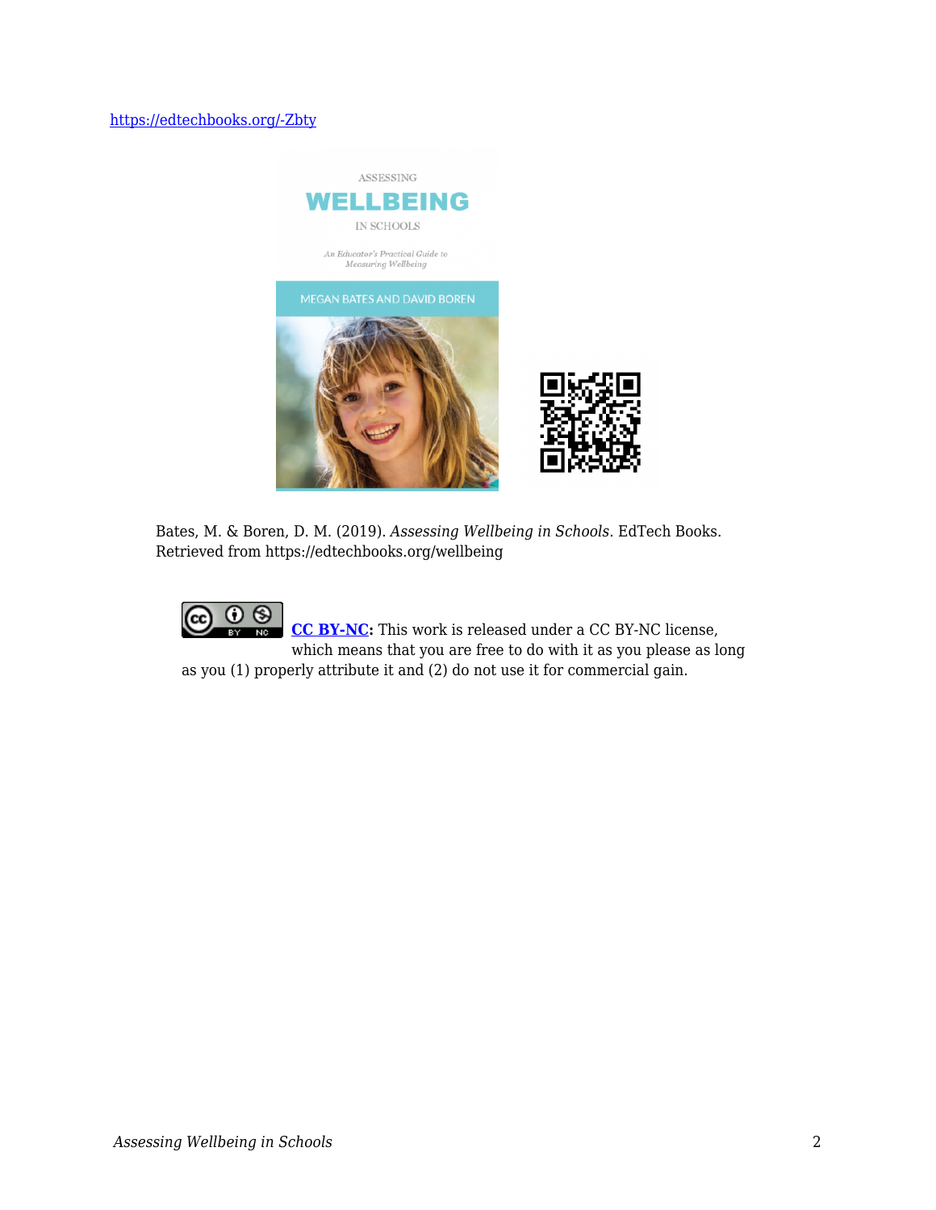https://edtechbooks.org/-Zbty

Bates, M. & Boren, D. M. (2019). *Assessing Wellbeing in Schools*. EdTech Books. Retrieved from https://edtechbooks.org/wellbeing

**CC BY-NC:** This work is released under a CC BY-NC license, which means that you are free to do with it as you please as long as you (1) properly attribute it and (2) do not use it for commercial gain.